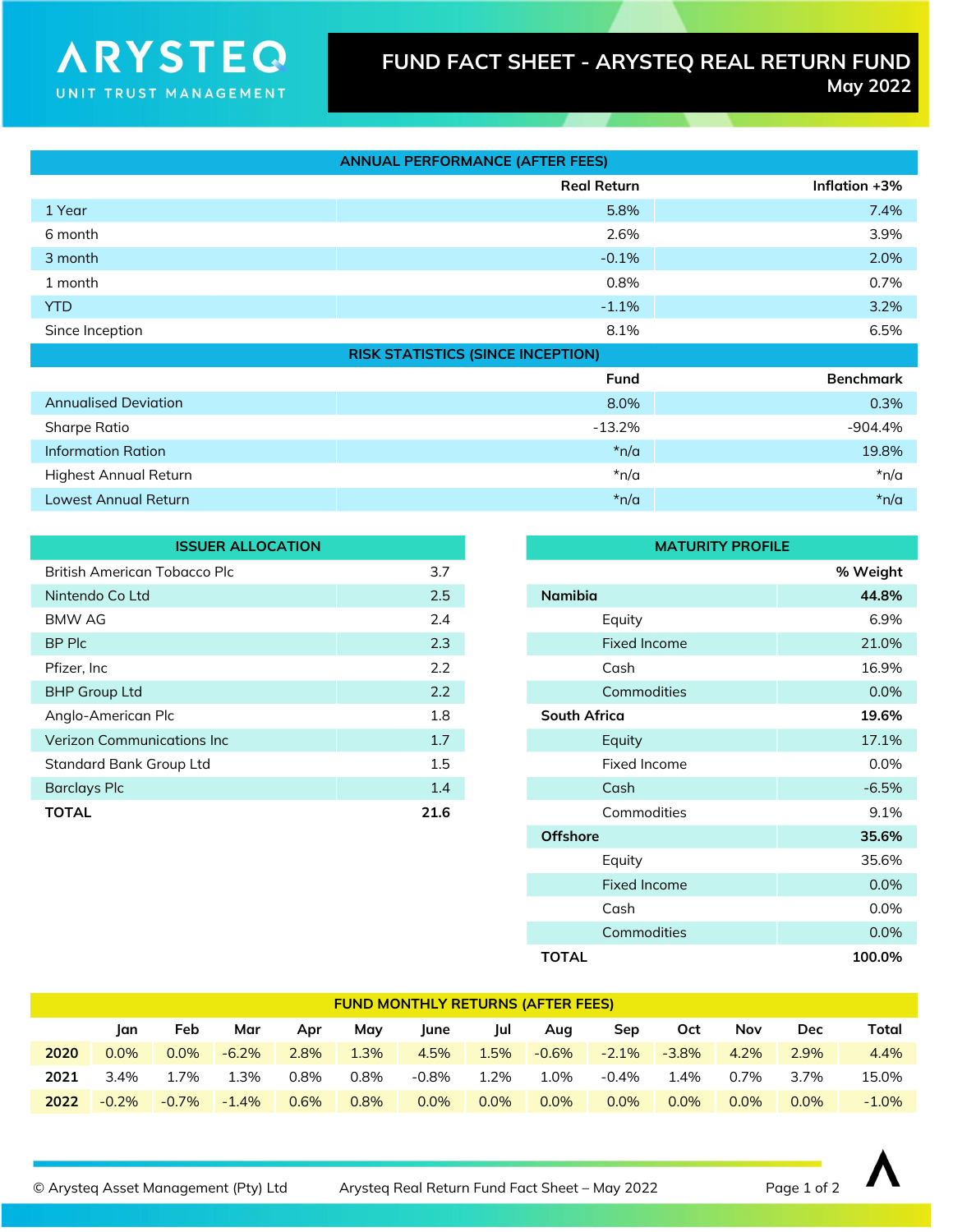# FUND FACT SHEET - ARYSTEQ REAL RETURN FUND

**ARYSTEQ** UNIT TRUST MANAGEMENT

May 2022

## ANNUAL PERFORMANCE (AFTER FEES)

| | Real Return | Inflation +3% |
|---|---|---|
| 1 Year | 5.8% | 7.4% |
| 6 month | 2.6% | 3.9% |
| 3 month | -0.1% | 2.0% |
| 1 month | 0.8% | 0.7% |
| YTD | -1.1% | 3.2% |
| Since Inception | 8.1% | 6.5% |

## RISK STATISTICS (SINCE INCEPTION)

| | Fund | Benchmark |
|---|---|---|
| Annualised Deviation | 8.0% | 0.3% |
| Sharpe Ratio | -13.2% | -904.4% |
| Information Ration | *n/a | 19.8% |
| Highest Annual Return | *n/a | *n/a |
| Lowest Annual Return | *n/a | *n/a |

## ISSUER ALLOCATION

| Issuer | |
|---|---|
| British American Tobacco Plc | 3.7 |
| Nintendo Co Ltd | 2.5 |
| BMW AG | 2.4 |
| BP Plc | 2.3 |
| Pfizer, Inc | 2.2 |
| BHP Group Ltd | 2.2 |
| Anglo-American Plc | 1.8 |
| Verizon Communications Inc | 1.7 |
| Standard Bank Group Ltd | 1.5 |
| Barclays Plc | 1.4 |
| **TOTAL** | **21.6** |

## MATURITY PROFILE

| | % Weight |
|---|---|
| **Namibia** | **44.8%** |
| Equity | 6.9% |
| Fixed Income | 21.0% |
| Cash | 16.9% |
| Commodities | 0.0% |
| **South Africa** | **19.6%** |
| Equity | 17.1% |
| Fixed Income | 0.0% |
| Cash | -6.5% |
| Commodities | 9.1% |
| **Offshore** | **35.6%** |
| Equity | 35.6% |
| Fixed Income | 0.0% |
| Cash | 0.0% |
| Commodities | 0.0% |
| **TOTAL** | **100.0%** |

## FUND MONTHLY RETURNS (AFTER FEES)

| | Jan | Feb | Mar | Apr | May | June | Jul | Aug | Sep | Oct | Nov | Dec | Total |
|---|---|---|---|---|---|---|---|---|---|---|---|---|---|
| **2020** | 0.0% | 0.0% | -6.2% | 2.8% | 1.3% | 4.5% | 1.5% | -0.6% | -2.1% | -3.8% | 4.2% | 2.9% | 4.4% |
| **2021** | 3.4% | 1.7% | 1.3% | 0.8% | 0.8% | -0.8% | 1.2% | 1.0% | -0.4% | 1.4% | 0.7% | 3.7% | 15.0% |
| **2022** | -0.2% | -0.7% | -1.4% | 0.6% | 0.8% | 0.0% | 0.0% | 0.0% | 0.0% | 0.0% | 0.0% | 0.0% | -1.0% |

© Arysteq Asset Management (Pty) Ltd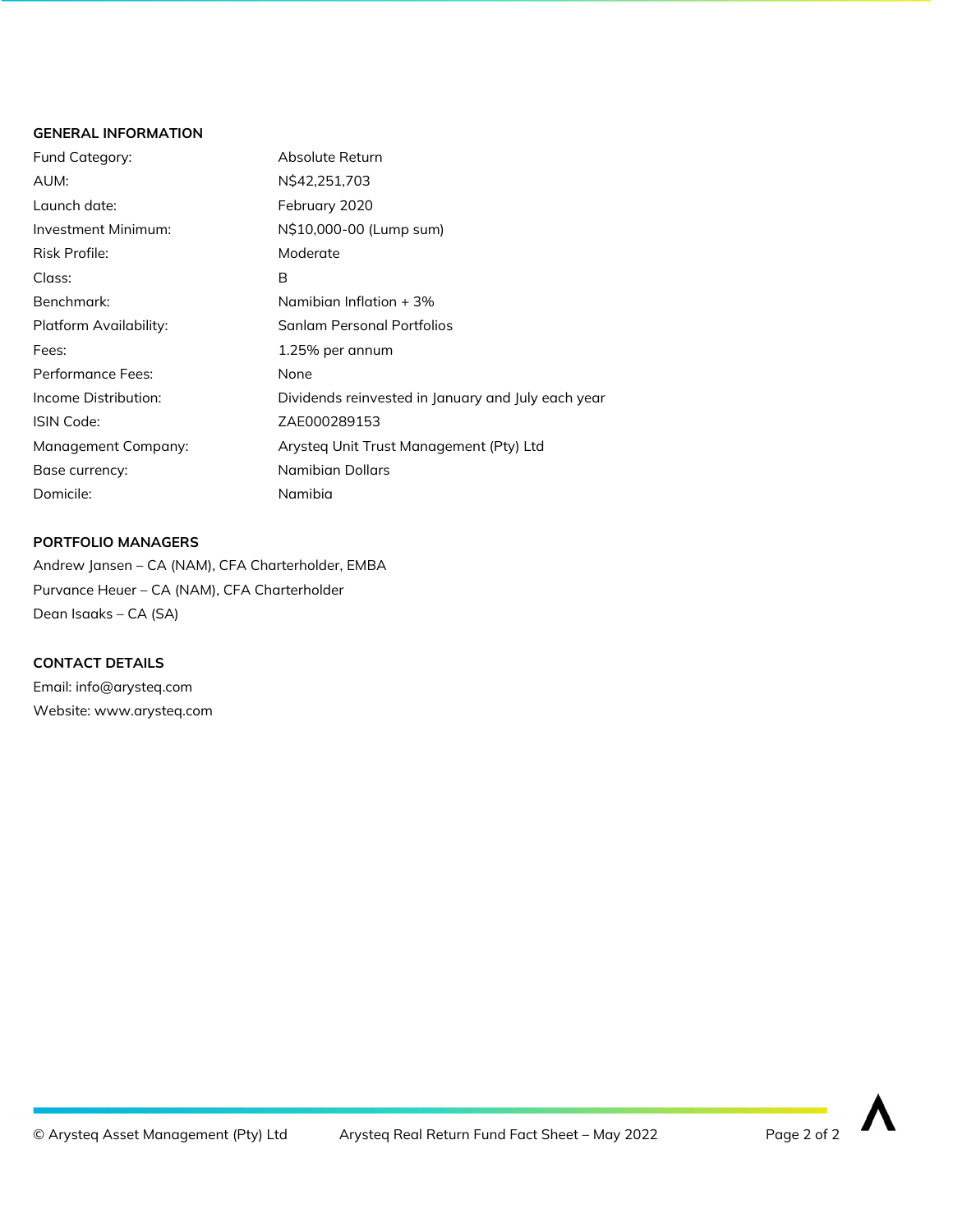## GENERAL INFORMATION

| | |
|---|---|
| Fund Category: | Absolute Return |
| AUM: | N$42,251,703 |
| Launch date: | February 2020 |
| Investment Minimum: | N$10,000-00 (Lump sum) |
| Risk Profile: | Moderate |
| Class: | B |
| Benchmark: | Namibian Inflation + 3% |
| Platform Availability: | Sanlam Personal Portfolios |
| Fees: | 1.25% per annum |
| Performance Fees: | None |
| Income Distribution: | Dividends reinvested in January and July each year |
| ISIN Code: | ZAE000289153 |
| Management Company: | Arysteq Unit Trust Management (Pty) Ltd |
| Base currency: | Namibian Dollars |
| Domicile: | Namibia |

## PORTFOLIO MANAGERS

Andrew Jansen – CA (NAM), CFA Charterholder, EMBA
Purvance Heuer – CA (NAM), CFA Charterholder
Dean Isaaks – CA (SA)

## CONTACT DETAILS

Email: info@arysteq.com
Website: www.arysteq.com